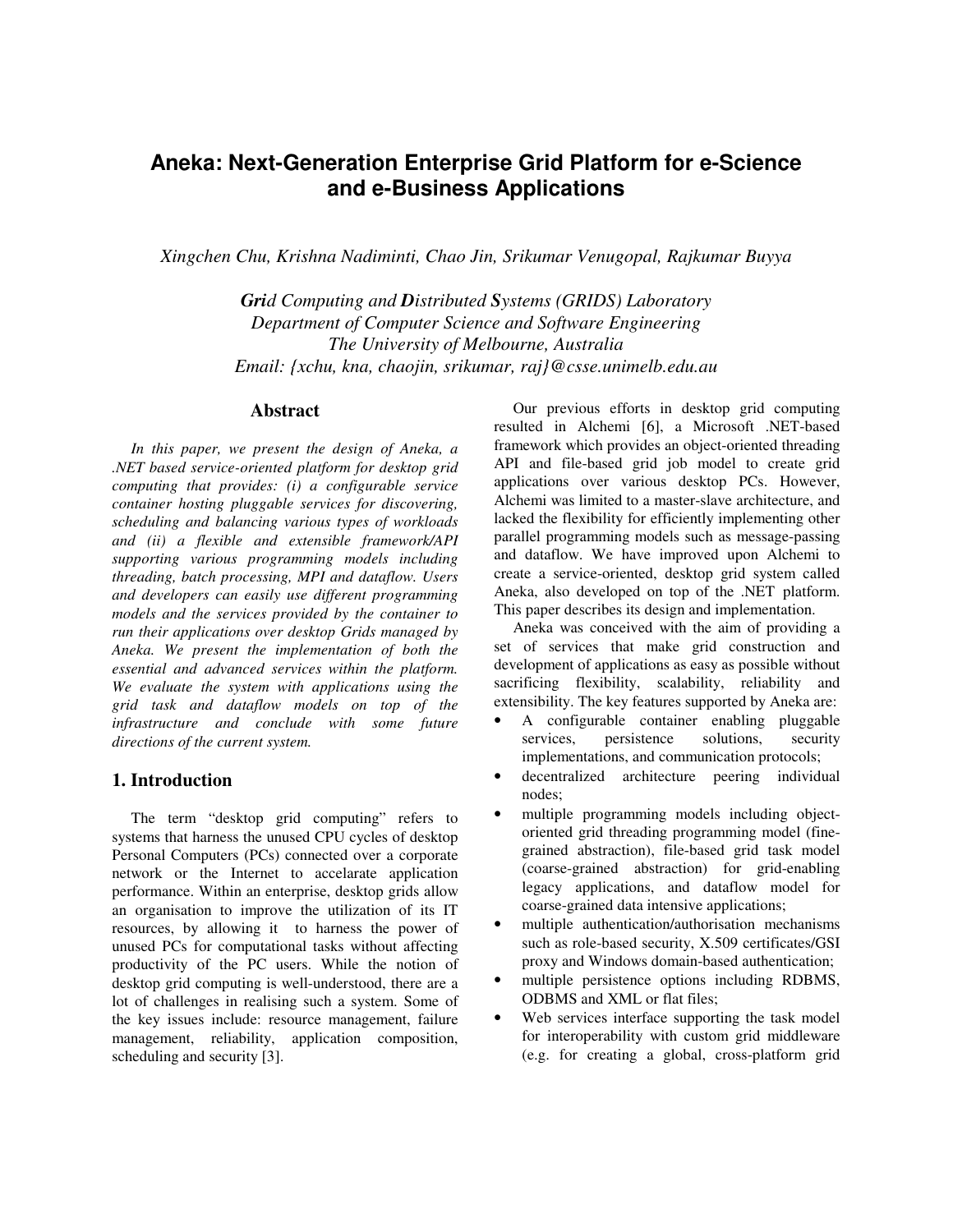# Aneka: Next-Generation Enterprise Grid Platform for e-Science and e-Business Applications

*Xingchen Chu, Krishna Nadiminti, Chao Jin, Srikumar Venugopal, Rajkumar Buyya*

***Gri**d Computing and **D**istributed **S**ystems (GRIDS) Laboratory*
*Department of Computer Science and Software Engineering*
*The University of Melbourne, Australia*
*Email: {xchu, kna, chaojin, srikumar, raj}@csse.unimelb.edu.au*

## Abstract

*In this paper, we present the design of Aneka, a .NET based service-oriented platform for desktop grid computing that provides: (i) a configurable service container hosting pluggable services for discovering, scheduling and balancing various types of workloads and (ii) a flexible and extensible framework/API supporting various programming models including threading, batch processing, MPI and dataflow. Users and developers can easily use different programming models and the services provided by the container to run their applications over desktop Grids managed by Aneka. We present the implementation of both the essential and advanced services within the platform. We evaluate the system with applications using the grid task and dataflow models on top of the infrastructure and conclude with some future directions of the current system.*

## 1. Introduction

The term "desktop grid computing" refers to systems that harness the unused CPU cycles of desktop Personal Computers (PCs) connected over a corporate network or the Internet to accelarate application performance. Within an enterprise, desktop grids allow an organisation to improve the utilization of its IT resources, by allowing it to harness the power of unused PCs for computational tasks without affecting productivity of the PC users. While the notion of desktop grid computing is well-understood, there are a lot of challenges in realising such a system. Some of the key issues include: resource management, failure management, reliability, application composition, scheduling and security [3].

Our previous efforts in desktop grid computing resulted in Alchemi [6], a Microsoft .NET-based framework which provides an object-oriented threading API and file-based grid job model to create grid applications over various desktop PCs. However, Alchemi was limited to a master-slave architecture, and lacked the flexibility for efficiently implementing other parallel programming models such as message-passing and dataflow. We have improved upon Alchemi to create a service-oriented, desktop grid system called Aneka, also developed on top of the .NET platform. This paper describes its design and implementation.

Aneka was conceived with the aim of providing a set of services that make grid construction and development of applications as easy as possible without sacrificing flexibility, scalability, reliability and extensibility. The key features supported by Aneka are:

- A configurable container enabling pluggable services, persistence solutions, security implementations, and communication protocols;
- decentralized architecture peering individual nodes;
- multiple programming models including object-oriented grid threading programming model (fine-grained abstraction), file-based grid task model (coarse-grained abstraction) for grid-enabling legacy applications, and dataflow model for coarse-grained data intensive applications;
- multiple authentication/authorisation mechanisms such as role-based security, X.509 certificates/GSI proxy and Windows domain-based authentication;
- multiple persistence options including RDBMS, ODBMS and XML or flat files;
- Web services interface supporting the task model for interoperability with custom grid middleware (e.g. for creating a global, cross-platform grid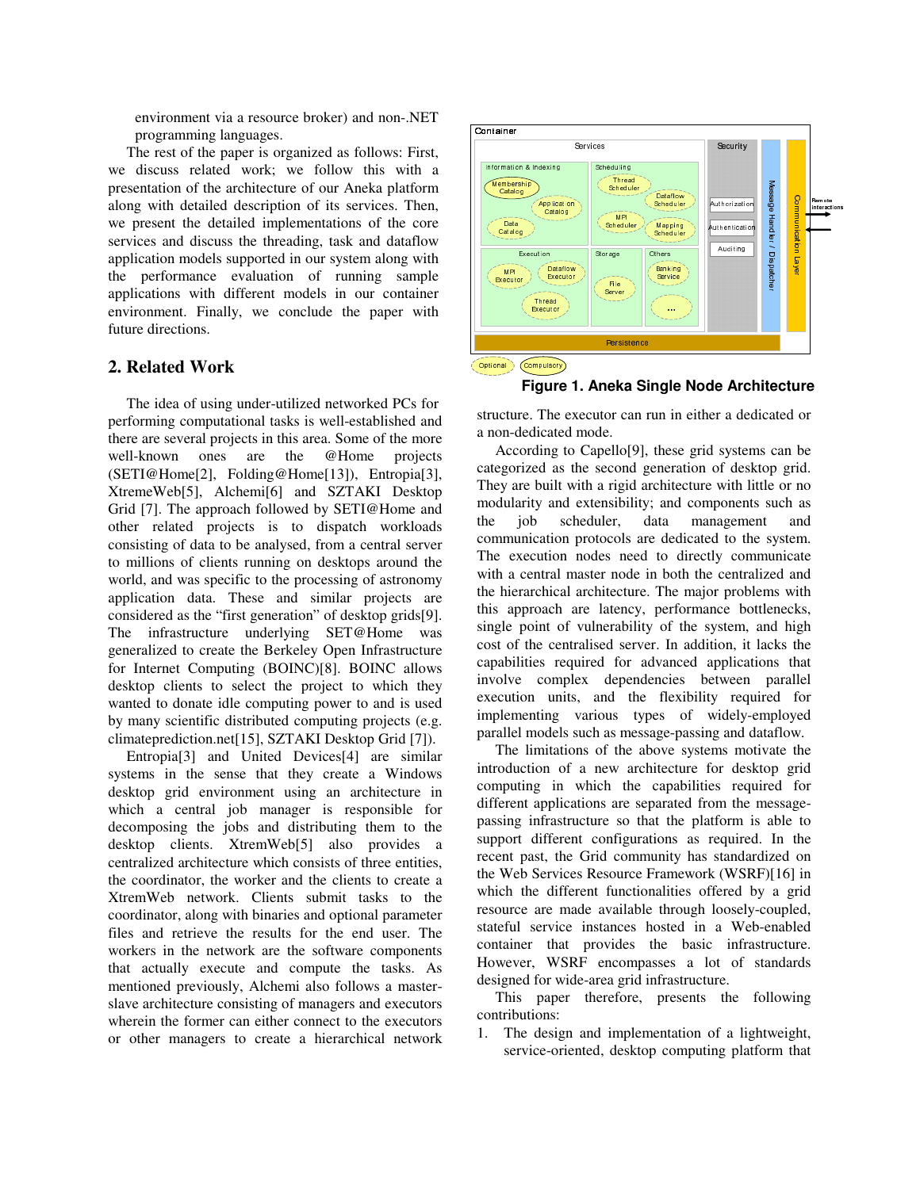environment via a resource broker) and non-.NET programming languages.

The rest of the paper is organized as follows: First, we discuss related work; we follow this with a presentation of the architecture of our Aneka platform along with detailed description of its services. Then, we present the detailed implementations of the core services and discuss the threading, task and dataflow application models supported in our system along with the performance evaluation of running sample applications with different models in our container environment. Finally, we conclude the paper with future directions.

## 2. Related Work

The idea of using under-utilized networked PCs for performing computational tasks is well-established and there are several projects in this area. Some of the more well-known ones are the @Home projects (SETI@Home[2], Folding@Home[13]), Entropia[3], XtremeWeb[5], Alchemi[6] and SZTAKI Desktop Grid [7]. The approach followed by SETI@Home and other related projects is to dispatch workloads consisting of data to be analysed, from a central server to millions of clients running on desktops around the world, and was specific to the processing of astronomy application data. These and similar projects are considered as the "first generation" of desktop grids[9]. The infrastructure underlying SET@Home was generalized to create the Berkeley Open Infrastructure for Internet Computing (BOINC)[8]. BOINC allows desktop clients to select the project to which they wanted to donate idle computing power to and is used by many scientific distributed computing projects (e.g. climateprediction.net[15], SZTAKI Desktop Grid [7]).

Entropia[3] and United Devices[4] are similar systems in the sense that they create a Windows desktop grid environment using an architecture in which a central job manager is responsible for decomposing the jobs and distributing them to the desktop clients. XtremWeb[5] also provides a centralized architecture which consists of three entities, the coordinator, the worker and the clients to create a XtremWeb network. Clients submit tasks to the coordinator, along with binaries and optional parameter files and retrieve the results for the end user. The workers in the network are the software components that actually execute and compute the tasks. As mentioned previously, Alchemi also follows a master-slave architecture consisting of managers and executors wherein the former can either connect to the executors or other managers to create a hierarchical network structure. The executor can run in either a dedicated or a non-dedicated mode.

**Figure 1. Aneka Single Node Architecture**

According to Capello[9], these grid systems can be categorized as the second generation of desktop grid. They are built with a rigid architecture with little or no modularity and extensibility; and components such as the job scheduler, data management and communication protocols are dedicated to the system. The execution nodes need to directly communicate with a central master node in both the centralized and the hierarchical architecture. The major problems with this approach are latency, performance bottlenecks, single point of vulnerability of the system, and high cost of the centralised server. In addition, it lacks the capabilities required for advanced applications that involve complex dependencies between parallel execution units, and the flexibility required for implementing various types of widely-employed parallel models such as message-passing and dataflow.

The limitations of the above systems motivate the introduction of a new architecture for desktop grid computing in which the capabilities required for different applications are separated from the message-passing infrastructure so that the platform is able to support different configurations as required. In the recent past, the Grid community has standardized on the Web Services Resource Framework (WSRF)[16] in which the different functionalities offered by a grid resource are made available through loosely-coupled, stateful service instances hosted in a Web-enabled container that provides the basic infrastructure. However, WSRF encompasses a lot of standards designed for wide-area grid infrastructure.

This paper therefore, presents the following contributions:

1. The design and implementation of a lightweight, service-oriented, desktop computing platform that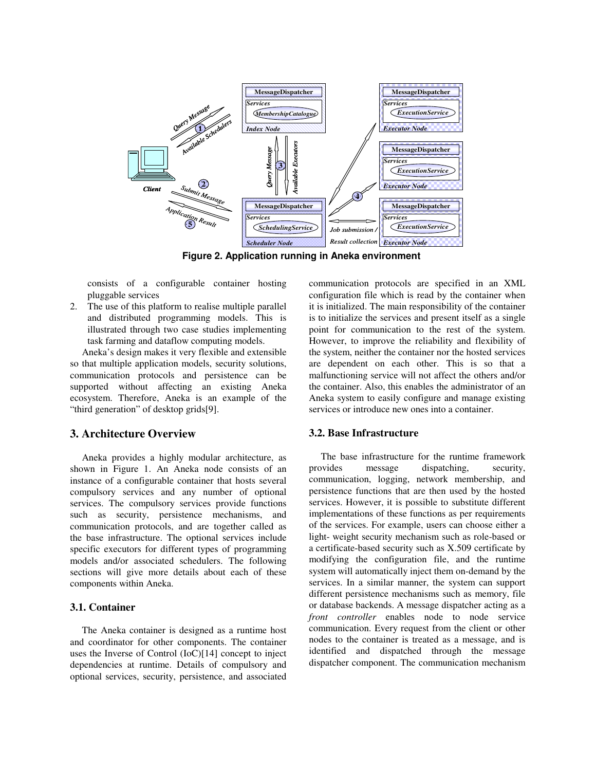Figure 2. Application running in Aneka environment

consists of a configurable container hosting pluggable services

2. The use of this platform to realise multiple parallel and distributed programming models. This is illustrated through two case studies implementing task farming and dataflow computing models.

Aneka's design makes it very flexible and extensible so that multiple application models, security solutions, communication protocols and persistence can be supported without affecting an existing Aneka ecosystem. Therefore, Aneka is an example of the "third generation" of desktop grids[9].

## 3. Architecture Overview

Aneka provides a highly modular architecture, as shown in Figure 1. An Aneka node consists of an instance of a configurable container that hosts several compulsory services and any number of optional services. The compulsory services provide functions such as security, persistence mechanisms, and communication protocols, and are together called as the base infrastructure. The optional services include specific executors for different types of programming models and/or associated schedulers. The following sections will give more details about each of these components within Aneka.

### 3.1. Container

The Aneka container is designed as a runtime host and coordinator for other components. The container uses the Inverse of Control (IoC)[14] concept to inject dependencies at runtime. Details of compulsory and optional services, security, persistence, and associated communication protocols are specified in an XML configuration file which is read by the container when it is initialized. The main responsibility of the container is to initialize the services and present itself as a single point for communication to the rest of the system. However, to improve the reliability and flexibility of the system, neither the container nor the hosted services are dependent on each other. This is so that a malfunctioning service will not affect the others and/or the container. Also, this enables the administrator of an Aneka system to easily configure and manage existing services or introduce new ones into a container.

### 3.2. Base Infrastructure

The base infrastructure for the runtime framework provides message dispatching, security, communication, logging, network membership, and persistence functions that are then used by the hosted services. However, it is possible to substitute different implementations of these functions as per requirements of the services. For example, users can choose either a light- weight security mechanism such as role-based or a certificate-based security such as X.509 certificate by modifying the configuration file, and the runtime system will automatically inject them on-demand by the services. In a similar manner, the system can support different persistence mechanisms such as memory, file or database backends. A message dispatcher acting as a *front controller* enables node to node service communication. Every request from the client or other nodes to the container is treated as a message, and is identified and dispatched through the message dispatcher component. The communication mechanism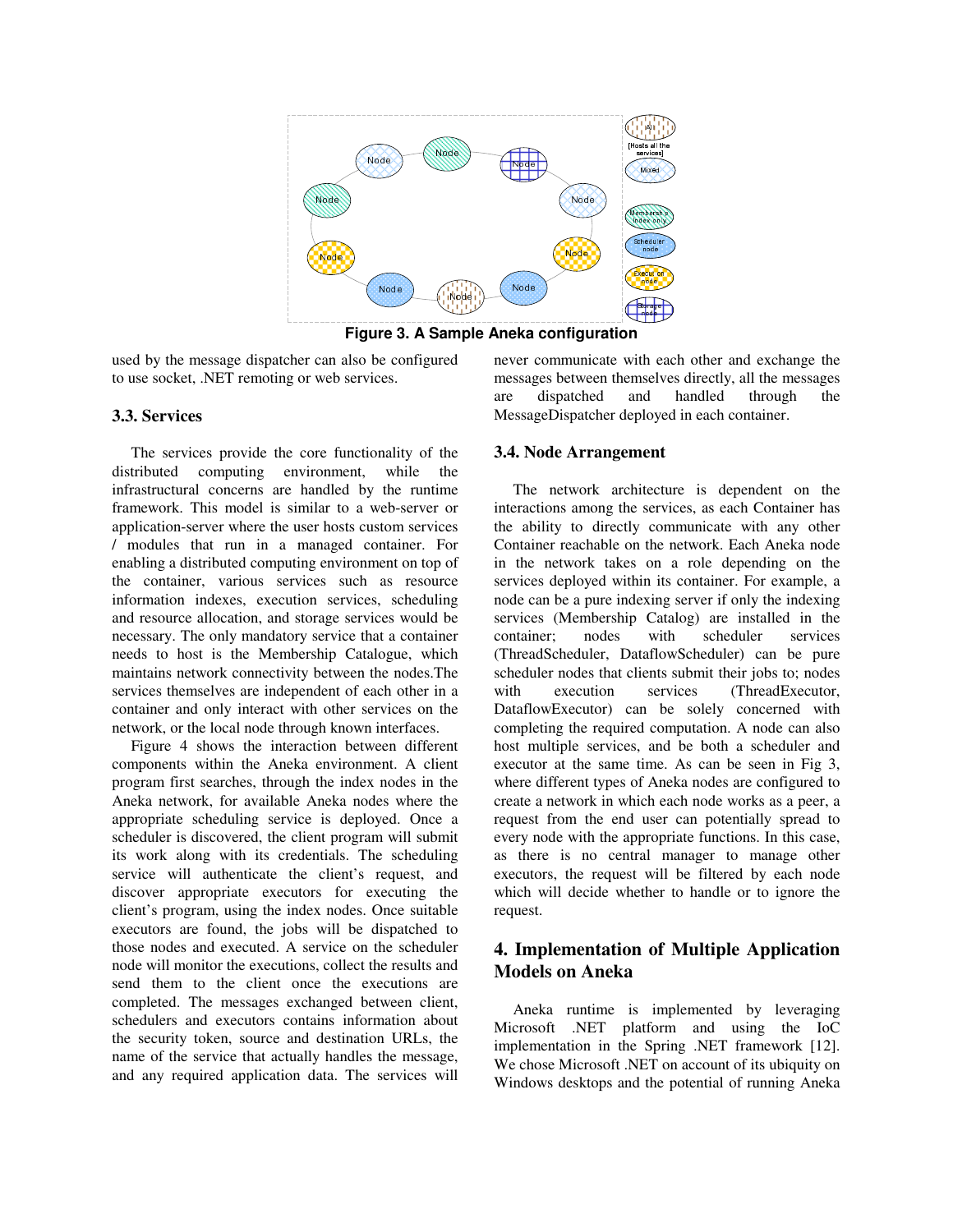Figure 3. A Sample Aneka configuration

used by the message dispatcher can also be configured to use socket, .NET remoting or web services.

### 3.3. Services

The services provide the core functionality of the distributed computing environment, while the infrastructural concerns are handled by the runtime framework. This model is similar to a web-server or application-server where the user hosts custom services / modules that run in a managed container. For enabling a distributed computing environment on top of the container, various services such as resource information indexes, execution services, scheduling and resource allocation, and storage services would be necessary. The only mandatory service that a container needs to host is the Membership Catalogue, which maintains network connectivity between the nodes.The services themselves are independent of each other in a container and only interact with other services on the network, or the local node through known interfaces.

Figure 4 shows the interaction between different components within the Aneka environment. A client program first searches, through the index nodes in the Aneka network, for available Aneka nodes where the appropriate scheduling service is deployed. Once a scheduler is discovered, the client program will submit its work along with its credentials. The scheduling service will authenticate the client's request, and discover appropriate executors for executing the client's program, using the index nodes. Once suitable executors are found, the jobs will be dispatched to those nodes and executed. A service on the scheduler node will monitor the executions, collect the results and send them to the client once the executions are completed. The messages exchanged between client, schedulers and executors contains information about the security token, source and destination URLs, the name of the service that actually handles the message, and any required application data. The services will never communicate with each other and exchange the messages between themselves directly, all the messages are dispatched and handled through the MessageDispatcher deployed in each container.

### 3.4. Node Arrangement

The network architecture is dependent on the interactions among the services, as each Container has the ability to directly communicate with any other Container reachable on the network. Each Aneka node in the network takes on a role depending on the services deployed within its container. For example, a node can be a pure indexing server if only the indexing services (Membership Catalog) are installed in the container; nodes with scheduler services (ThreadScheduler, DataflowScheduler) can be pure scheduler nodes that clients submit their jobs to; nodes with execution services (ThreadExecutor, DataflowExecutor) can be solely concerned with completing the required computation. A node can also host multiple services, and be both a scheduler and executor at the same time. As can be seen in Fig 3, where different types of Aneka nodes are configured to create a network in which each node works as a peer, a request from the end user can potentially spread to every node with the appropriate functions. In this case, as there is no central manager to manage other executors, the request will be filtered by each node which will decide whether to handle or to ignore the request.

## 4. Implementation of Multiple Application Models on Aneka

Aneka runtime is implemented by leveraging Microsoft .NET platform and using the IoC implementation in the Spring .NET framework [12]. We chose Microsoft .NET on account of its ubiquity on Windows desktops and the potential of running Aneka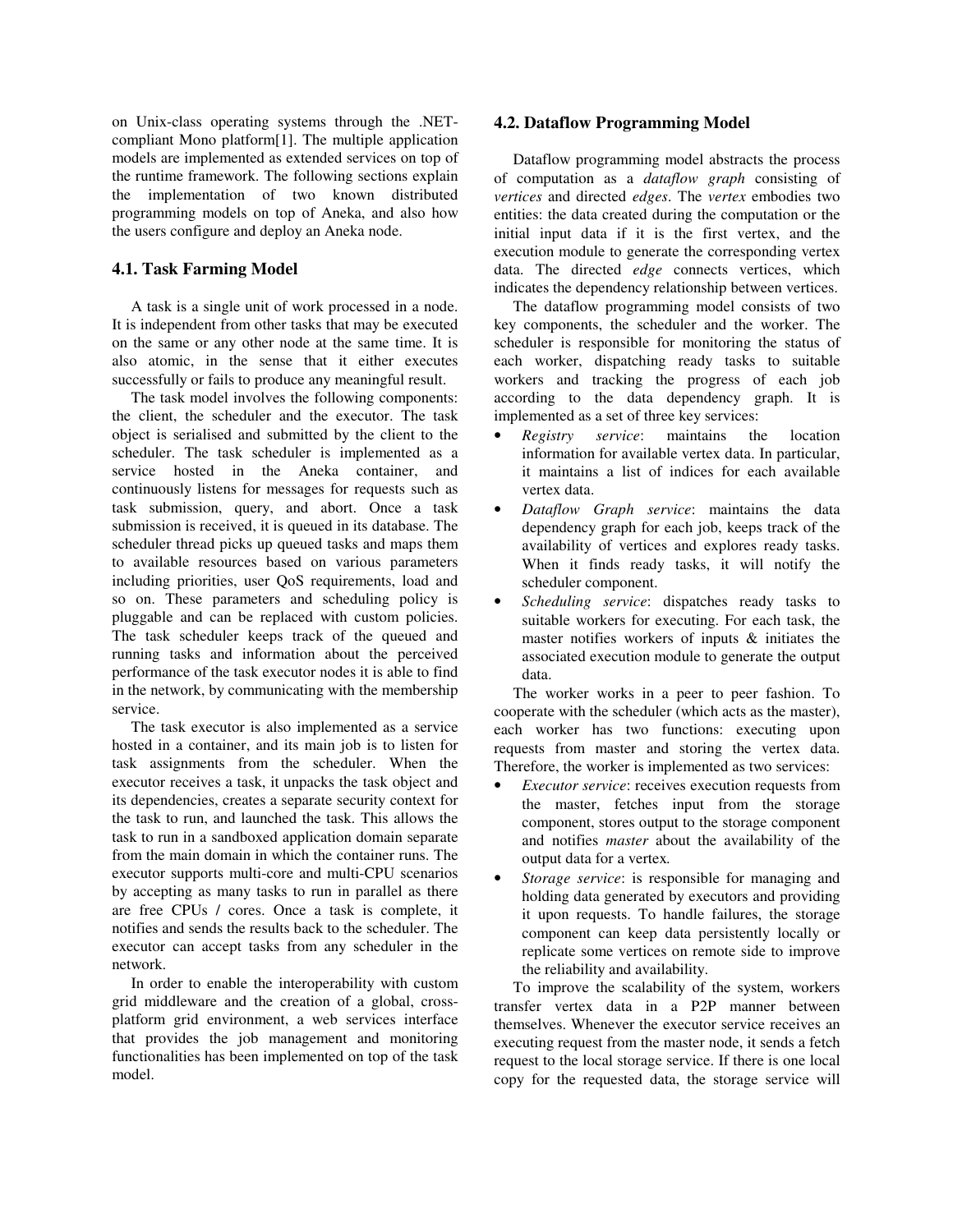on Unix-class operating systems through the .NET-compliant Mono platform[1]. The multiple application models are implemented as extended services on top of the runtime framework. The following sections explain the implementation of two known distributed programming models on top of Aneka, and also how the users configure and deploy an Aneka node.

### 4.1. Task Farming Model

A task is a single unit of work processed in a node. It is independent from other tasks that may be executed on the same or any other node at the same time. It is also atomic, in the sense that it either executes successfully or fails to produce any meaningful result.

The task model involves the following components: the client, the scheduler and the executor. The task object is serialised and submitted by the client to the scheduler. The task scheduler is implemented as a service hosted in the Aneka container, and continuously listens for messages for requests such as task submission, query, and abort. Once a task submission is received, it is queued in its database. The scheduler thread picks up queued tasks and maps them to available resources based on various parameters including priorities, user QoS requirements, load and so on. These parameters and scheduling policy is pluggable and can be replaced with custom policies. The task scheduler keeps track of the queued and running tasks and information about the perceived performance of the task executor nodes it is able to find in the network, by communicating with the membership service.

The task executor is also implemented as a service hosted in a container, and its main job is to listen for task assignments from the scheduler. When the executor receives a task, it unpacks the task object and its dependencies, creates a separate security context for the task to run, and launched the task. This allows the task to run in a sandboxed application domain separate from the main domain in which the container runs. The executor supports multi-core and multi-CPU scenarios by accepting as many tasks to run in parallel as there are free CPUs / cores. Once a task is complete, it notifies and sends the results back to the scheduler. The executor can accept tasks from any scheduler in the network.

In order to enable the interoperability with custom grid middleware and the creation of a global, cross-platform grid environment, a web services interface that provides the job management and monitoring functionalities has been implemented on top of the task model.

### 4.2. Dataflow Programming Model

Dataflow programming model abstracts the process of computation as a *dataflow graph* consisting of *vertices* and directed *edges*. The *vertex* embodies two entities: the data created during the computation or the initial input data if it is the first vertex, and the execution module to generate the corresponding vertex data. The directed *edge* connects vertices, which indicates the dependency relationship between vertices.

The dataflow programming model consists of two key components, the scheduler and the worker. The scheduler is responsible for monitoring the status of each worker, dispatching ready tasks to suitable workers and tracking the progress of each job according to the data dependency graph. It is implemented as a set of three key services:

- *Registry service*: maintains the location information for available vertex data. In particular, it maintains a list of indices for each available vertex data.
- *Dataflow Graph service*: maintains the data dependency graph for each job, keeps track of the availability of vertices and explores ready tasks. When it finds ready tasks, it will notify the scheduler component.
- *Scheduling service*: dispatches ready tasks to suitable workers for executing. For each task, the master notifies workers of inputs & initiates the associated execution module to generate the output data.

The worker works in a peer to peer fashion. To cooperate with the scheduler (which acts as the master), each worker has two functions: executing upon requests from master and storing the vertex data. Therefore, the worker is implemented as two services:

- *Executor service*: receives execution requests from the master, fetches input from the storage component, stores output to the storage component and notifies *master* about the availability of the output data for a vertex.
- *Storage service*: is responsible for managing and holding data generated by executors and providing it upon requests. To handle failures, the storage component can keep data persistently locally or replicate some vertices on remote side to improve the reliability and availability.

To improve the scalability of the system, workers transfer vertex data in a P2P manner between themselves. Whenever the executor service receives an executing request from the master node, it sends a fetch request to the local storage service. If there is one local copy for the requested data, the storage service will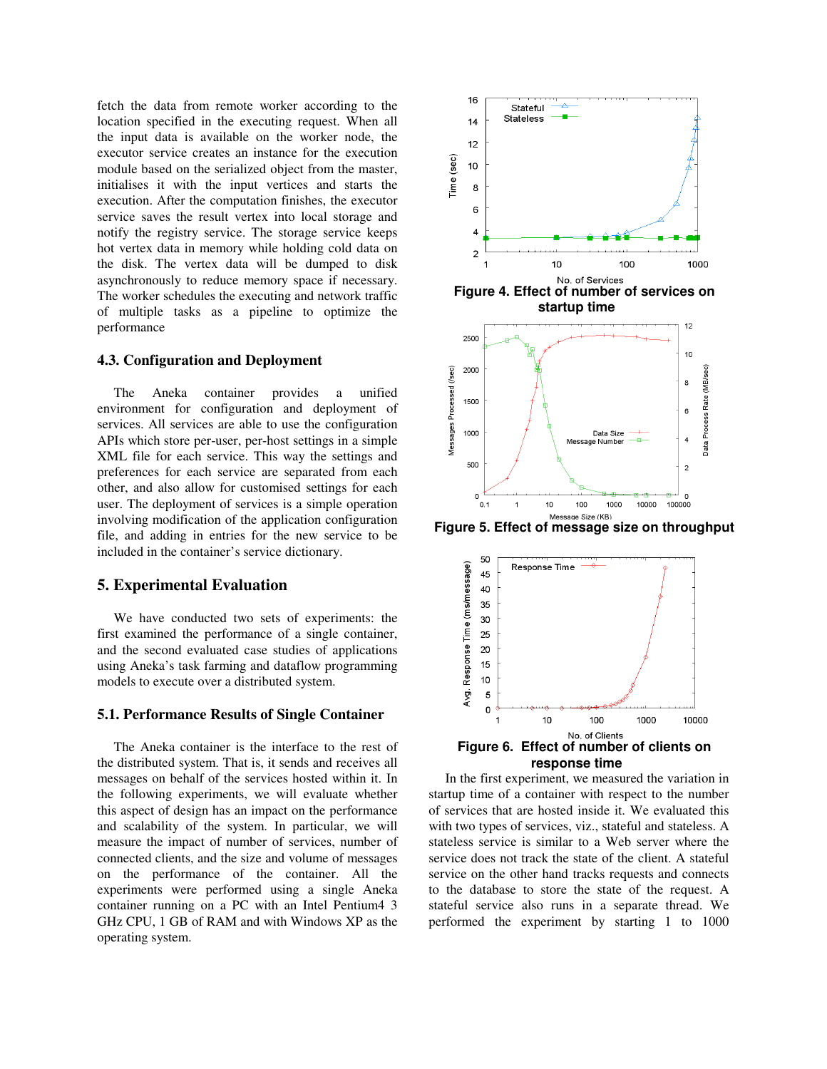fetch the data from remote worker according to the location specified in the executing request. When all the input data is available on the worker node, the executor service creates an instance for the execution module based on the serialized object from the master, initialises it with the input vertices and starts the execution. After the computation finishes, the executor service saves the result vertex into local storage and notify the registry service. The storage service keeps hot vertex data in memory while holding cold data on the disk. The vertex data will be dumped to disk asynchronously to reduce memory space if necessary. The worker schedules the executing and network traffic of multiple tasks as a pipeline to optimize the performance

### 4.3. Configuration and Deployment

The Aneka container provides a unified environment for configuration and deployment of services. All services are able to use the configuration APIs which store per-user, per-host settings in a simple XML file for each service. This way the settings and preferences for each service are separated from each other, and also allow for customised settings for each user. The deployment of services is a simple operation involving modification of the application configuration file, and adding in entries for the new service to be included in the container's service dictionary.

## 5. Experimental Evaluation

We have conducted two sets of experiments: the first examined the performance of a single container, and the second evaluated case studies of applications using Aneka's task farming and dataflow programming models to execute over a distributed system.

### 5.1. Performance Results of Single Container

The Aneka container is the interface to the rest of the distributed system. That is, it sends and receives all messages on behalf of the services hosted within it. In the following experiments, we will evaluate whether this aspect of design has an impact on the performance and scalability of the system. In particular, we will measure the impact of number of services, number of connected clients, and the size and volume of messages on the performance of the container. All the experiments were performed using a single Aneka container running on a PC with an Intel Pentium4 3 GHz CPU, 1 GB of RAM and with Windows XP as the operating system.

**Figure 4. Effect of number of services on startup time**

**Figure 5. Effect of message size on throughput**

**Figure 6. Effect of number of clients on response time**

In the first experiment, we measured the variation in startup time of a container with respect to the number of services that are hosted inside it. We evaluated this with two types of services, viz., stateful and stateless. A stateless service is similar to a Web server where the service does not track the state of the client. A stateful service on the other hand tracks requests and connects to the database to store the state of the request. A stateful service also runs in a separate thread. We performed the experiment by starting 1 to 1000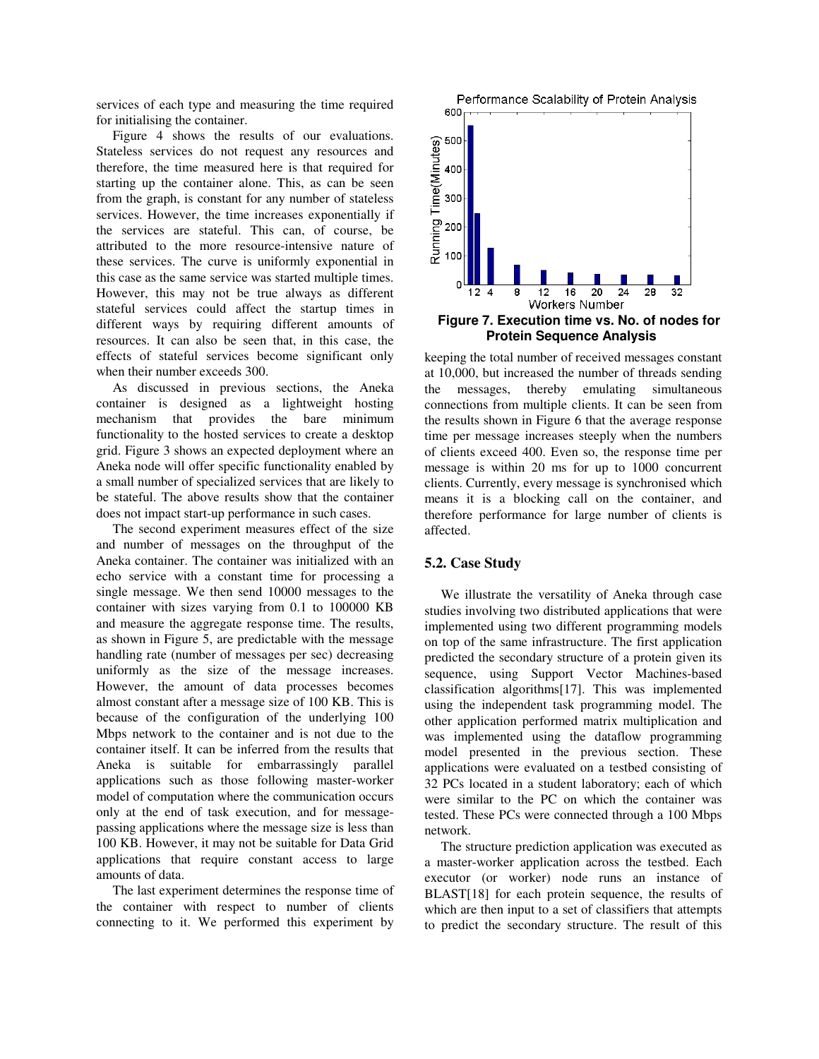services of each type and measuring the time required for initialising the container.

Figure 4 shows the results of our evaluations. Stateless services do not request any resources and therefore, the time measured here is that required for starting up the container alone. This, as can be seen from the graph, is constant for any number of stateless services. However, the time increases exponentially if the services are stateful. This can, of course, be attributed to the more resource-intensive nature of these services. The curve is uniformly exponential in this case as the same service was started multiple times. However, this may not be true always as different stateful services could affect the startup times in different ways by requiring different amounts of resources. It can also be seen that, in this case, the effects of stateful services become significant only when their number exceeds 300.

As discussed in previous sections, the Aneka container is designed as a lightweight hosting mechanism that provides the bare minimum functionality to the hosted services to create a desktop grid. Figure 3 shows an expected deployment where an Aneka node will offer specific functionality enabled by a small number of specialized services that are likely to be stateful. The above results show that the container does not impact start-up performance in such cases.

The second experiment measures effect of the size and number of messages on the throughput of the Aneka container. The container was initialized with an echo service with a constant time for processing a single message. We then send 10000 messages to the container with sizes varying from 0.1 to 100000 KB and measure the aggregate response time. The results, as shown in Figure 5, are predictable with the message handling rate (number of messages per sec) decreasing uniformly as the size of the message increases. However, the amount of data processes becomes almost constant after a message size of 100 KB. This is because of the configuration of the underlying 100 Mbps network to the container and is not due to the container itself. It can be inferred from the results that Aneka is suitable for embarrassingly parallel applications such as those following master-worker model of computation where the communication occurs only at the end of task execution, and for message-passing applications where the message size is less than 100 KB. However, it may not be suitable for Data Grid applications that require constant access to large amounts of data.

The last experiment determines the response time of the container with respect to number of clients connecting to it. We performed this experiment by keeping the total number of received messages constant at 10,000, but increased the number of threads sending the messages, thereby emulating simultaneous connections from multiple clients. It can be seen from the results shown in Figure 6 that the average response time per message increases steeply when the numbers of clients exceed 400. Even so, the response time per message is within 20 ms for up to 1000 concurrent clients. Currently, every message is synchronised which means it is a blocking call on the container, and therefore performance for large number of clients is affected.

**Figure 7. Execution time vs. No. of nodes for Protein Sequence Analysis**

### 5.2. Case Study

We illustrate the versatility of Aneka through case studies involving two distributed applications that were implemented using two different programming models on top of the same infrastructure. The first application predicted the secondary structure of a protein given its sequence, using Support Vector Machines-based classification algorithms[17]. This was implemented using the independent task programming model. The other application performed matrix multiplication and was implemented using the dataflow programming model presented in the previous section. These applications were evaluated on a testbed consisting of 32 PCs located in a student laboratory; each of which were similar to the PC on which the container was tested. These PCs were connected through a 100 Mbps network.

The structure prediction application was executed as a master-worker application across the testbed. Each executor (or worker) node runs an instance of BLAST[18] for each protein sequence, the results of which are then input to a set of classifiers that attempts to predict the secondary structure. The result of this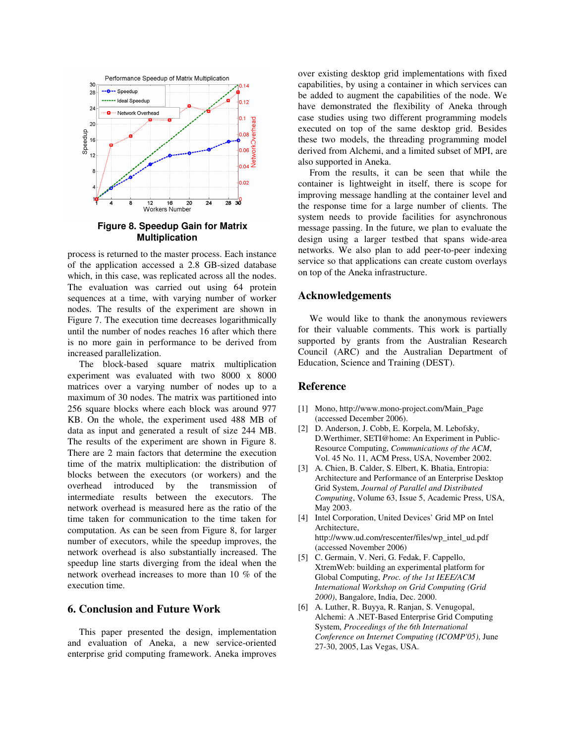**Figure 8. Speedup Gain for Matrix Multiplication**

process is returned to the master process. Each instance of the application accessed a 2.8 GB-sized database which, in this case, was replicated across all the nodes. The evaluation was carried out using 64 protein sequences at a time, with varying number of worker nodes. The results of the experiment are shown in Figure 7. The execution time decreases logarithmically until the number of nodes reaches 16 after which there is no more gain in performance to be derived from increased parallelization.

The block-based square matrix multiplication experiment was evaluated with two 8000 x 8000 matrices over a varying number of nodes up to a maximum of 30 nodes. The matrix was partitioned into 256 square blocks where each block was around 977 KB. On the whole, the experiment used 488 MB of data as input and generated a result of size 244 MB. The results of the experiment are shown in Figure 8. There are 2 main factors that determine the execution time of the matrix multiplication: the distribution of blocks between the executors (or workers) and the overhead introduced by the transmission of intermediate results between the executors. The network overhead is measured here as the ratio of the time taken for communication to the time taken for computation. As can be seen from Figure 8, for larger number of executors, while the speedup improves, the network overhead is also substantially increased. The speedup line starts diverging from the ideal when the network overhead increases to more than 10 % of the execution time.

## 6. Conclusion and Future Work

This paper presented the design, implementation and evaluation of Aneka, a new service-oriented enterprise grid computing framework. Aneka improves over existing desktop grid implementations with fixed capabilities, by using a container in which services can be added to augment the capabilities of the node. We have demonstrated the flexibility of Aneka through case studies using two different programming models executed on top of the same desktop grid. Besides these two models, the threading programming model derived from Alchemi, and a limited subset of MPI, are also supported in Aneka.

From the results, it can be seen that while the container is lightweight in itself, there is scope for improving message handling at the container level and the response time for a large number of clients. The system needs to provide facilities for asynchronous message passing. In the future, we plan to evaluate the design using a larger testbed that spans wide-area networks. We also plan to add peer-to-peer indexing service so that applications can create custom overlays on top of the Aneka infrastructure.

## Acknowledgements

We would like to thank the anonymous reviewers for their valuable comments. This work is partially supported by grants from the Australian Research Council (ARC) and the Australian Department of Education, Science and Training (DEST).

## Reference

[1] Mono, http://www.mono-project.com/Main_Page (accessed December 2006).

[2] D. Anderson, J. Cobb, E. Korpela, M. Lebofsky, D.Werthimer, SETI@home: An Experiment in Public-Resource Computing, *Communications of the ACM*, Vol. 45 No. 11, ACM Press, USA, November 2002.

[3] A. Chien, B. Calder, S. Elbert, K. Bhatia, Entropia: Architecture and Performance of an Enterprise Desktop Grid System, *Journal of Parallel and Distributed Computing*, Volume 63, Issue 5, Academic Press, USA, May 2003.

[4] Intel Corporation, United Devices' Grid MP on Intel Architecture, http://www.ud.com/rescenter/files/wp_intel_ud.pdf (accessed November 2006)

[5] C. Germain, V. Neri, G. Fedak, F. Cappello, XtremWeb: building an experimental platform for Global Computing, *Proc. of the 1st IEEE/ACM International Workshop on Grid Computing (Grid 2000)*, Bangalore, India, Dec. 2000.

[6] A. Luther, R. Buyya, R. Ranjan, S. Venugopal, Alchemi: A .NET-Based Enterprise Grid Computing System, *Proceedings of the 6th International Conference on Internet Computing (ICOMP'05)*, June 27-30, 2005, Las Vegas, USA.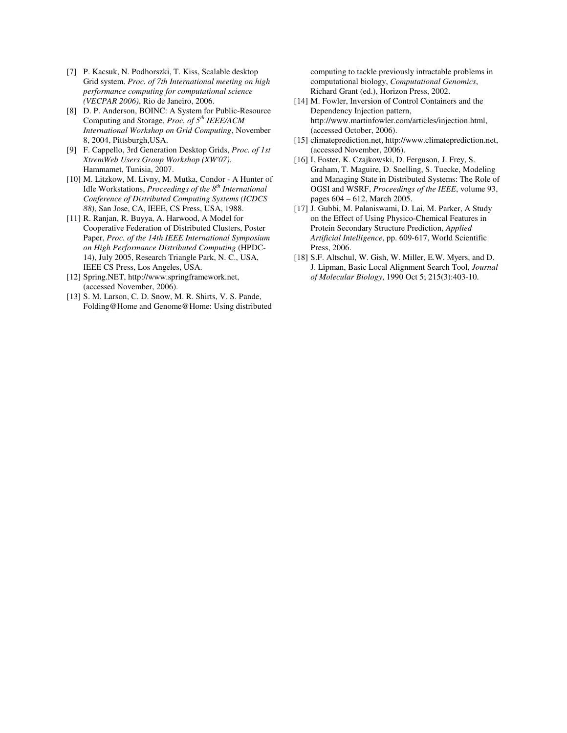[7] P. Kacsuk, N. Podhorszki, T. Kiss, Scalable desktop Grid system. *Proc. of 7th International meeting on high performance computing for computational science (VECPAR 2006)*, Rio de Janeiro, 2006.

[8] D. P. Anderson, BOINC: A System for Public-Resource Computing and Storage, *Proc. of 5th IEEE/ACM International Workshop on Grid Computing*, November 8, 2004, Pittsburgh,USA.

[9] F. Cappello, 3rd Generation Desktop Grids, *Proc. of 1st XtremWeb Users Group Workshop (XW'07)*. Hammamet, Tunisia, 2007.

[10] M. Litzkow, M. Livny, M. Mutka, Condor - A Hunter of Idle Workstations, *Proceedings of the 8th International Conference of Distributed Computing Systems (ICDCS 88)*, San Jose, CA, IEEE, CS Press, USA, 1988.

[11] R. Ranjan, R. Buyya, A. Harwood, A Model for Cooperative Federation of Distributed Clusters, Poster Paper, *Proc. of the 14th IEEE International Symposium on High Performance Distributed Computing* (HPDC-14), July 2005, Research Triangle Park, N. C., USA, IEEE CS Press, Los Angeles, USA.

[12] Spring.NET, http://www.springframework.net, (accessed November, 2006).

[13] S. M. Larson, C. D. Snow, M. R. Shirts, V. S. Pande, Folding@Home and Genome@Home: Using distributed computing to tackle previously intractable problems in computational biology, *Computational Genomics*, Richard Grant (ed.), Horizon Press, 2002.

[14] M. Fowler, Inversion of Control Containers and the Dependency Injection pattern, http://www.martinfowler.com/articles/injection.html, (accessed October, 2006).

[15] climateprediction.net, http://www.climateprediction.net, (accessed November, 2006).

[16] I. Foster, K. Czajkowski, D. Ferguson, J. Frey, S. Graham, T. Maguire, D. Snelling, S. Tuecke, Modeling and Managing State in Distributed Systems: The Role of OGSI and WSRF, *Proceedings of the IEEE*, volume 93, pages 604 – 612, March 2005.

[17] J. Gubbi, M. Palaniswami, D. Lai, M. Parker, A Study on the Effect of Using Physico-Chemical Features in Protein Secondary Structure Prediction, *Applied Artificial Intelligence*, pp. 609-617, World Scientific Press, 2006.

[18] S.F. Altschul, W. Gish, W. Miller, E.W. Myers, and D. J. Lipman, Basic Local Alignment Search Tool, *Journal of Molecular Biology*, 1990 Oct 5; 215(3):403-10.